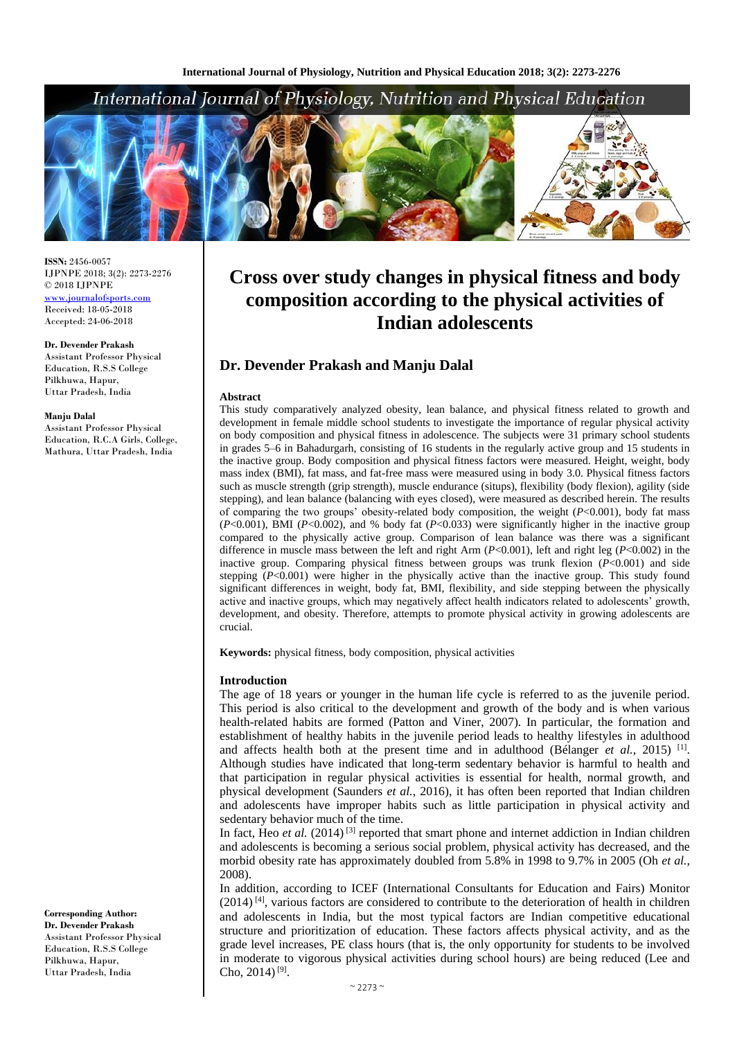**ISSN:** 2456-0057
IJPNPE 2018; 3(2): 2273-2276
© 2018 IJPNPE
www.journalofsports.com
Received: 18-05-2018
Accepted: 24-06-2018

**Dr. Devender Prakash**
Assistant Professor Physical Education, R.S.S College Pilkhuwa, Hapur, Uttar Pradesh, India

**Manju Dalal**
Assistant Professor Physical Education, R.C.A Girls, College, Mathura, Uttar Pradesh, India

**Corresponding Author:**
**Dr. Devender Prakash**
Assistant Professor Physical Education, R.S.S College Pilkhuwa, Hapur, Uttar Pradesh, India

# Cross over study changes in physical fitness and body composition according to the physical activities of Indian adolescents

## Dr. Devender Prakash and Manju Dalal

### Abstract

This study comparatively analyzed obesity, lean balance, and physical fitness related to growth and development in female middle school students to investigate the importance of regular physical activity on body composition and physical fitness in adolescence. The subjects were 31 primary school students in grades 5–6 in Bahadurgarh, consisting of 16 students in the regularly active group and 15 students in the inactive group. Body composition and physical fitness factors were measured. Height, weight, body mass index (BMI), fat mass, and fat-free mass were measured using in body 3.0. Physical fitness factors such as muscle strength (grip strength), muscle endurance (situps), flexibility (body flexion), agility (side stepping), and lean balance (balancing with eyes closed), were measured as described herein. The results of comparing the two groups' obesity-related body composition, the weight (*P*<0.001), body fat mass (*P*<0.001), BMI (*P*<0.002), and % body fat (*P*<0.033) were significantly higher in the inactive group compared to the physically active group. Comparison of lean balance was there was a significant difference in muscle mass between the left and right Arm (*P*<0.001), left and right leg (*P*<0.002) in the inactive group. Comparing physical fitness between groups was trunk flexion (*P*<0.001) and side stepping (*P*<0.001) were higher in the physically active than the inactive group. This study found significant differences in weight, body fat, BMI, flexibility, and side stepping between the physically active and inactive groups, which may negatively affect health indicators related to adolescents' growth, development, and obesity. Therefore, attempts to promote physical activity in growing adolescents are crucial.

**Keywords:** physical fitness, body composition, physical activities

### Introduction

The age of 18 years or younger in the human life cycle is referred to as the juvenile period. This period is also critical to the development and growth of the body and is when various health-related habits are formed (Patton and Viner, 2007). In particular, the formation and establishment of healthy habits in the juvenile period leads to healthy lifestyles in adulthood and affects health both at the present time and in adulthood (Bélanger *et al.*, 2015) [1]. Although studies have indicated that long-term sedentary behavior is harmful to health and that participation in regular physical activities is essential for health, normal growth, and physical development (Saunders *et al.*, 2016), it has often been reported that Indian children and adolescents have improper habits such as little participation in physical activity and sedentary behavior much of the time.

In fact, Heo *et al.* (2014) [3] reported that smart phone and internet addiction in Indian children and adolescents is becoming a serious social problem, physical activity has decreased, and the morbid obesity rate has approximately doubled from 5.8% in 1998 to 9.7% in 2005 (Oh *et al.*, 2008).

In addition, according to ICEF (International Consultants for Education and Fairs) Monitor (2014) [4], various factors are considered to contribute to the deterioration of health in children and adolescents in India, but the most typical factors are Indian competitive educational structure and prioritization of education. These factors affects physical activity, and as the grade level increases, PE class hours (that is, the only opportunity for students to be involved in moderate to vigorous physical activities during school hours) are being reduced (Lee and Cho, 2014) [9].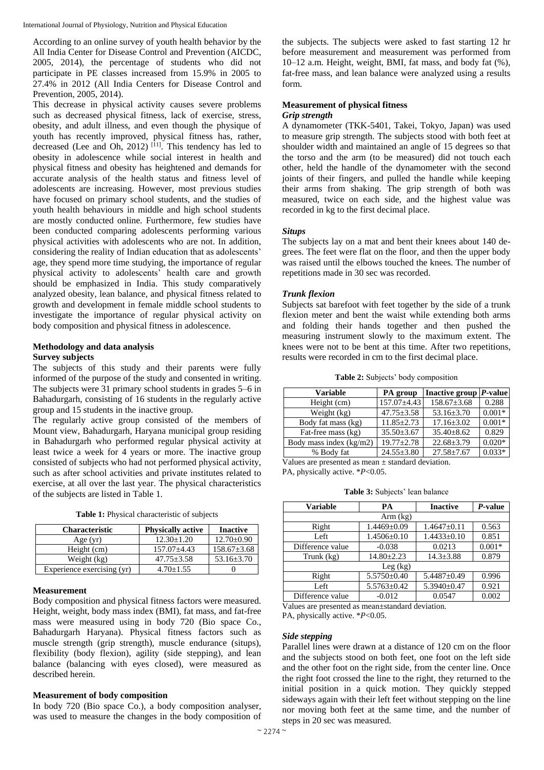According to an online survey of youth health behavior by the All India Center for Disease Control and Prevention (AICDC, 2005, 2014), the percentage of students who did not participate in PE classes increased from 15.9% in 2005 to 27.4% in 2012 (All India Centers for Disease Control and Prevention, 2005, 2014).

This decrease in physical activity causes severe problems such as decreased physical fitness, lack of exercise, stress, obesity, and adult illness, and even though the physique of youth has recently improved, physical fitness has, rather, decreased (Lee and Oh, 2012) [11]. This tendency has led to obesity in adolescence while social interest in health and physical fitness and obesity has heightened and demands for accurate analysis of the health status and fitness level of adolescents are increasing. However, most previous studies have focused on primary school students, and the studies of youth health behaviours in middle and high school students are mostly conducted online. Furthermore, few studies have been conducted comparing adolescents performing various physical activities with adolescents who are not. In addition, considering the reality of Indian education that as adolescents' age, they spend more time studying, the importance of regular physical activity to adolescents' health care and growth should be emphasized in India. This study comparatively analyzed obesity, lean balance, and physical fitness related to growth and development in female middle school students to investigate the importance of regular physical activity on body composition and physical fitness in adolescence.

## Methodology and data analysis

### Survey subjects

The subjects of this study and their parents were fully informed of the purpose of the study and consented in writing. The subjects were 31 primary school students in grades 5–6 in Bahadurgarh, consisting of 16 students in the regularly active group and 15 students in the inactive group.

The regularly active group consisted of the members of Mount view, Bahadurgarh, Haryana municipal group residing in Bahadurgarh who performed regular physical activity at least twice a week for 4 years or more. The inactive group consisted of subjects who had not performed physical activity, such as after school activities and private institutes related to exercise, at all over the last year. The physical characteristics of the subjects are listed in Table 1.

**Table 1:** Physical characteristic of subjects

| Characteristic | Physically active | Inactive |
|---|---|---|
| Age (yr) | 12.30±1.20 | 12.70±0.90 |
| Height (cm) | 157.07±4.43 | 158.67±3.68 |
| Weight (kg) | 47.75±3.58 | 53.16±3.70 |
| Experience exercising (yr) | 4.70±1.55 | 0 |

### Measurement

Body composition and physical fitness factors were measured. Height, weight, body mass index (BMI), fat mass, and fat-free mass were measured using in body 720 (Bio space Co., Bahadurgarh Haryana). Physical fitness factors such as muscle strength (grip strength), muscle endurance (situps), flexibility (body flexion), agility (side stepping), and lean balance (balancing with eyes closed), were measured as described herein.

### Measurement of body composition

In body 720 (Bio space Co.), a body composition analyser, was used to measure the changes in the body composition of the subjects. The subjects were asked to fast starting 12 hr before measurement and measurement was performed from 10–12 a.m. Height, weight, BMI, fat mass, and body fat (%), fat-free mass, and lean balance were analyzed using a results form.

### Measurement of physical fitness

#### *Grip strength*

A dynamometer (TKK-5401, Takei, Tokyo, Japan) was used to measure grip strength. The subjects stood with both feet at shoulder width and maintained an angle of 15 degrees so that the torso and the arm (to be measured) did not touch each other, held the handle of the dynamometer with the second joints of their fingers, and pulled the handle while keeping their arms from shaking. The grip strength of both was measured, twice on each side, and the highest value was recorded in kg to the first decimal place.

#### *Situps*

The subjects lay on a mat and bent their knees about 140 degrees. The feet were flat on the floor, and then the upper body was raised until the elbows touched the knees. The number of repetitions made in 30 sec was recorded.

#### *Trunk flexion*

Subjects sat barefoot with feet together by the side of a trunk flexion meter and bent the waist while extending both arms and folding their hands together and then pushed the measuring instrument slowly to the maximum extent. The knees were not to be bent at this time. After two repetitions, results were recorded in cm to the first decimal place.

**Table 2:** Subjects' body composition

| Variable | PA group | Inactive group | *P*-value |
|---|---|---|---|
| Height (cm) | 157.07±4.43 | 158.67±3.68 | 0.288 |
| Weight (kg) | 47.75±3.58 | 53.16±3.70 | 0.001* |
| Body fat mass (kg) | 11.85±2.73 | 17.16±3.02 | 0.001* |
| Fat-free mass (kg) | 35.50±3.67 | 35.40±8.62 | 0.829 |
| Body mass index (kg/m2) | 19.77±2.78 | 22.68±3.79 | 0.020* |
| % Body fat | 24.55±3.80 | 27.58±7.67 | 0.033* |

Values are presented as mean ± standard deviation.
PA, physically active. *$P<0.05$.

**Table 3:** Subjects' lean balance

| Variable | PA | Inactive | *P*-value |
|---|---|---|---|
| Arm (kg) | | | |
| Right | 1.4469±0.09 | 1.4647±0.11 | 0.563 |
| Left | 1.4506±0.10 | 1.4433±0.10 | 0.851 |
| Difference value | -0.038 | 0.0213 | 0.001* |
| Trunk (kg) | 14.80±2.23 | 14.3±3.88 | 0.879 |
| Leg (kg) | | | |
| Right | 5.5750±0.40 | 5.4487±0.49 | 0.996 |
| Left | 5.5763±0.42 | 5.3940±0.47 | 0.921 |
| Difference value | -0.012 | 0.0547 | 0.002 |

Values are presented as mean±standard deviation.
PA, physically active. *$P<0.05$.

#### *Side stepping*

Parallel lines were drawn at a distance of 120 cm on the floor and the subjects stood on both feet, one foot on the left side and the other foot on the right side, from the center line. Once the right foot crossed the line to the right, they returned to the initial position in a quick motion. They quickly stepped sideways again with their left feet without stepping on the line nor moving both feet at the same time, and the number of steps in 20 sec was measured.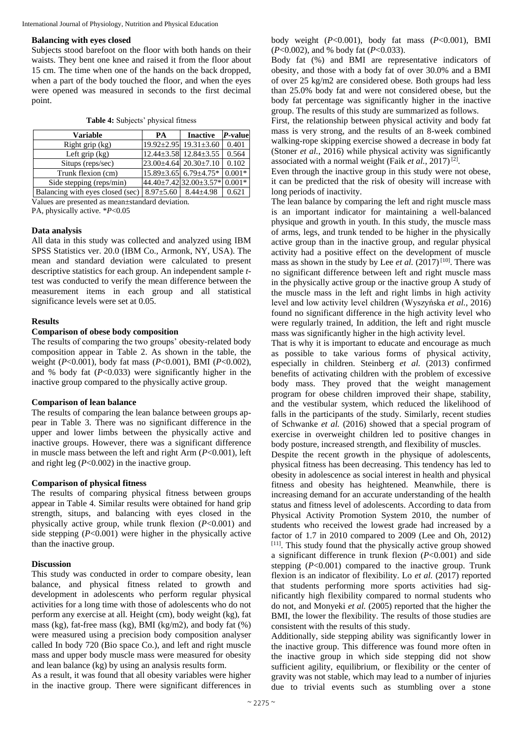#### Balancing with eyes closed

Subjects stood barefoot on the floor with both hands on their waists. They bent one knee and raised it from the floor about 15 cm. The time when one of the hands on the back dropped, when a part of the body touched the floor, and when the eyes were opened was measured in seconds to the first decimal point.

**Table 4:** Subjects' physical fitness

| Variable | PA | Inactive | *P*-value |
|---|---|---|---|
| Right grip (kg) | 19.92±2.95 | 19.31±3.60 | 0.401 |
| Left grip (kg) | 12.44±3.58 | 12.84±3.55 | 0.564 |
| Situps (reps/sec) | 23.00±4.64 | 20.30±7.10 | 0.102 |
| Trunk flexion (cm) | 15.89±3.65 | 6.79±4.75* | 0.001* |
| Side stepping (reps/min) | 44.40±7.42 | 32.00±3.57* | 0.001* |
| Balancing with eyes closed (sec) | 8.97±5.60 | 8.44±4.98 | 0.621 |

Values are presented as mean±standard deviation.
PA, physically active. \**P*<0.05

#### Data analysis

All data in this study was collected and analyzed using IBM SPSS Statistics ver. 20.0 (IBM Co., Armonk, NY, USA). The mean and standard deviation were calculated to present descriptive statistics for each group. An independent sample *t*-test was conducted to verify the mean difference between the measurement items in each group and all statistical significance levels were set at 0.05.

### Results

#### Comparison of obese body composition

The results of comparing the two groups' obesity-related body composition appear in Table 2. As shown in the table, the weight (*P*<0.001), body fat mass (*P*<0.001), BMI (*P*<0.002), and % body fat (*P*<0.033) were significantly higher in the inactive group compared to the physically active group.

#### Comparison of lean balance

The results of comparing the lean balance between groups appear in Table 3. There was no significant difference in the upper and lower limbs between the physically active and inactive groups. However, there was a significant difference in muscle mass between the left and right Arm (*P*<0.001), left and right leg (*P*<0.002) in the inactive group.

#### Comparison of physical fitness

The results of comparing physical fitness between groups appear in Table 4. Similar results were obtained for hand grip strength, situps, and balancing with eyes closed in the physically active group, while trunk flexion (*P*<0.001) and side stepping (*P*<0.001) were higher in the physically active than the inactive group.

### Discussion

This study was conducted in order to compare obesity, lean balance, and physical fitness related to growth and development in adolescents who perform regular physical activities for a long time with those of adolescents who do not perform any exercise at all. Height (cm), body weight (kg), fat mass (kg), fat-free mass (kg), BMI (kg/m2), and body fat (%) were measured using a precision body composition analyser called In body 720 (Bio space Co.), and left and right muscle mass and upper body muscle mass were measured for obesity and lean balance (kg) by using an analysis results form.

As a result, it was found that all obesity variables were higher in the inactive group. There were significant differences in body weight (*P*<0.001), body fat mass (*P*<0.001), BMI (*P*<0.002), and % body fat (*P*<0.033).

Body fat (%) and BMI are representative indicators of obesity, and those with a body fat of over 30.0% and a BMI of over 25 kg/m2 are considered obese. Both groups had less than 25.0% body fat and were not considered obese, but the body fat percentage was significantly higher in the inactive group. The results of this study are summarized as follows.

First, the relationship between physical activity and body fat mass is very strong, and the results of an 8-week combined walking-rope skipping exercise showed a decrease in body fat (Stoner *et al.*, 2016) while physical activity was significantly associated with a normal weight (Faik *et al.*, 2017) [2].

Even through the inactive group in this study were not obese, it can be predicted that the risk of obesity will increase with long periods of inactivity.

The lean balance by comparing the left and right muscle mass is an important indicator for maintaining a well-balanced physique and growth in youth. In this study, the muscle mass of arms, legs, and trunk tended to be higher in the physically active group than in the inactive group, and regular physical activity had a positive effect on the development of muscle mass as shown in the study by Lee *et al.* (2017) [10]. There was no significant difference between left and right muscle mass in the physically active group or the inactive group A study of the muscle mass in the left and right limbs in high activity level and low activity level children (Wyszyńska *et al.*, 2016) found no significant difference in the high activity level who were regularly trained, In addition, the left and right muscle mass was significantly higher in the high activity level.

That is why it is important to educate and encourage as much as possible to take various forms of physical activity, especially in children. Steinberg *et al.* (2013) confirmed benefits of activating children with the problem of excessive body mass. They proved that the weight management program for obese children improved their shape, stability, and the vestibular system, which reduced the likelihood of falls in the participants of the study. Similarly, recent studies of Schwanke *et al.* (2016) showed that a special program of exercise in overweight children led to positive changes in body posture, increased strength, and flexibility of muscles.

Despite the recent growth in the physique of adolescents, physical fitness has been decreasing. This tendency has led to obesity in adolescence as social interest in health and physical fitness and obesity has heightened. Meanwhile, there is increasing demand for an accurate understanding of the health status and fitness level of adolescents. According to data from Physical Activity Promotion System 2010, the number of students who received the lowest grade had increased by a factor of 1.7 in 2010 compared to 2009 (Lee and Oh, 2012) [11]. This study found that the physically active group showed a significant difference in trunk flexion (*P*<0.001) and side stepping (*P*<0.001) compared to the inactive group. Trunk flexion is an indicator of flexibility. Lo *et al.* (2017) reported that students performing more sports activities had significantly high flexibility compared to normal students who do not, and Monyeki *et al.* (2005) reported that the higher the BMI, the lower the flexibility. The results of those studies are consistent with the results of this study.

Additionally, side stepping ability was significantly lower in the inactive group. This difference was found more often in the inactive group in which side stepping did not show sufficient agility, equilibrium, or flexibility or the center of gravity was not stable, which may lead to a number of injuries due to trivial events such as stumbling over a stone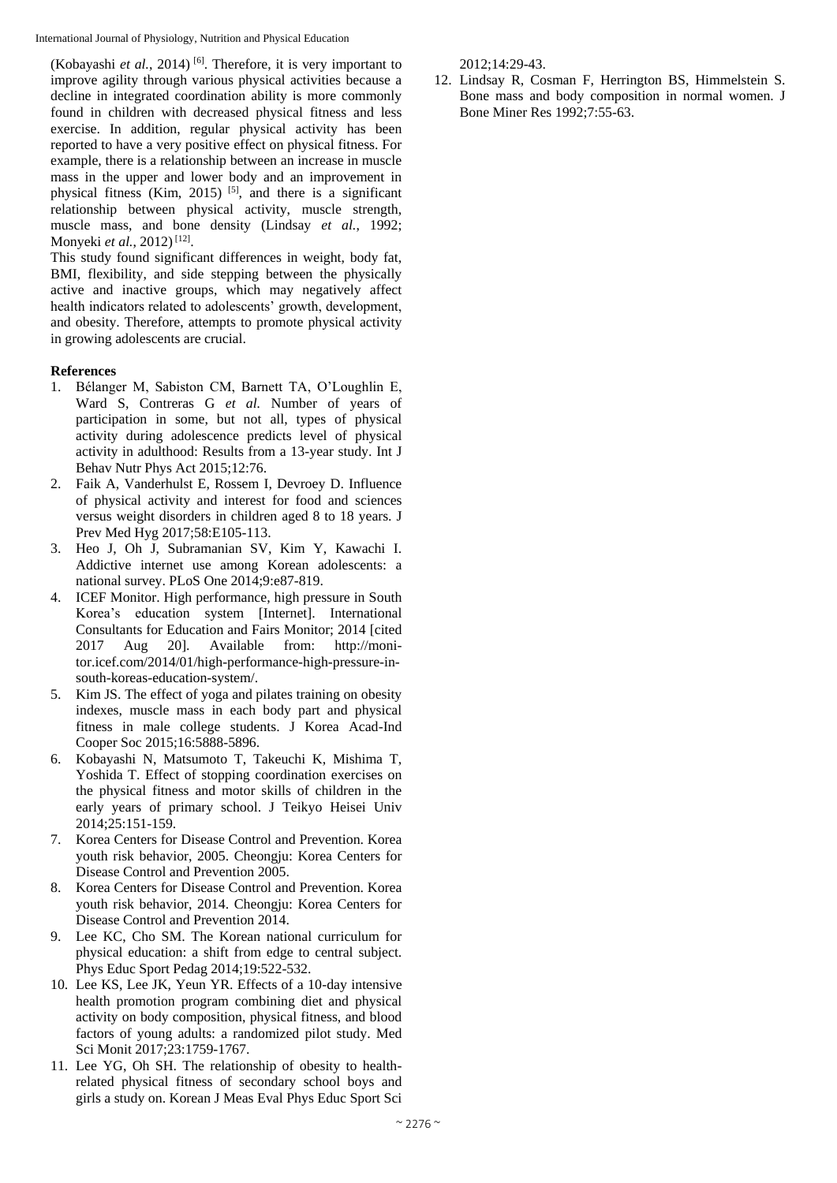(Kobayashi *et al.*, 2014) [6]. Therefore, it is very important to improve agility through various physical activities because a decline in integrated coordination ability is more commonly found in children with decreased physical fitness and less exercise. In addition, regular physical activity has been reported to have a very positive effect on physical fitness. For example, there is a relationship between an increase in muscle mass in the upper and lower body and an improvement in physical fitness (Kim, 2015) [5], and there is a significant relationship between physical activity, muscle strength, muscle mass, and bone density (Lindsay *et al.*, 1992; Monyeki *et al.*, 2012) [12].

This study found significant differences in weight, body fat, BMI, flexibility, and side stepping between the physically active and inactive groups, which may negatively affect health indicators related to adolescents' growth, development, and obesity. Therefore, attempts to promote physical activity in growing adolescents are crucial.

## References

1. Bélanger M, Sabiston CM, Barnett TA, O'Loughlin E, Ward S, Contreras G *et al.* Number of years of participation in some, but not all, types of physical activity during adolescence predicts level of physical activity in adulthood: Results from a 13-year study. Int J Behav Nutr Phys Act 2015;12:76.
2. Faik A, Vanderhulst E, Rossem I, Devroey D. Influence of physical activity and interest for food and sciences versus weight disorders in children aged 8 to 18 years. J Prev Med Hyg 2017;58:E105-113.
3. Heo J, Oh J, Subramanian SV, Kim Y, Kawachi I. Addictive internet use among Korean adolescents: a national survey. PLoS One 2014;9:e87-819.
4. ICEF Monitor. High performance, high pressure in South Korea's education system [Internet]. International Consultants for Education and Fairs Monitor; 2014 [cited 2017 Aug 20]. Available from: http://monitor.icef.com/2014/01/high-performance-high-pressure-in-south-koreas-education-system/.
5. Kim JS. The effect of yoga and pilates training on obesity indexes, muscle mass in each body part and physical fitness in male college students. J Korea Acad-Ind Cooper Soc 2015;16:5888-5896.
6. Kobayashi N, Matsumoto T, Takeuchi K, Mishima T, Yoshida T. Effect of stopping coordination exercises on the physical fitness and motor skills of children in the early years of primary school. J Teikyo Heisei Univ 2014;25:151-159.
7. Korea Centers for Disease Control and Prevention. Korea youth risk behavior, 2005. Cheongju: Korea Centers for Disease Control and Prevention 2005.
8. Korea Centers for Disease Control and Prevention. Korea youth risk behavior, 2014. Cheongju: Korea Centers for Disease Control and Prevention 2014.
9. Lee KC, Cho SM. The Korean national curriculum for physical education: a shift from edge to central subject. Phys Educ Sport Pedag 2014;19:522-532.
10. Lee KS, Lee JK, Yeun YR. Effects of a 10-day intensive health promotion program combining diet and physical activity on body composition, physical fitness, and blood factors of young adults: a randomized pilot study. Med Sci Monit 2017;23:1759-1767.
11. Lee YG, Oh SH. The relationship of obesity to health-related physical fitness of secondary school boys and girls a study on. Korean J Meas Eval Phys Educ Sport Sci 2012;14:29-43.
12. Lindsay R, Cosman F, Herrington BS, Himmelstein S. Bone mass and body composition in normal women. J Bone Miner Res 1992;7:55-63.